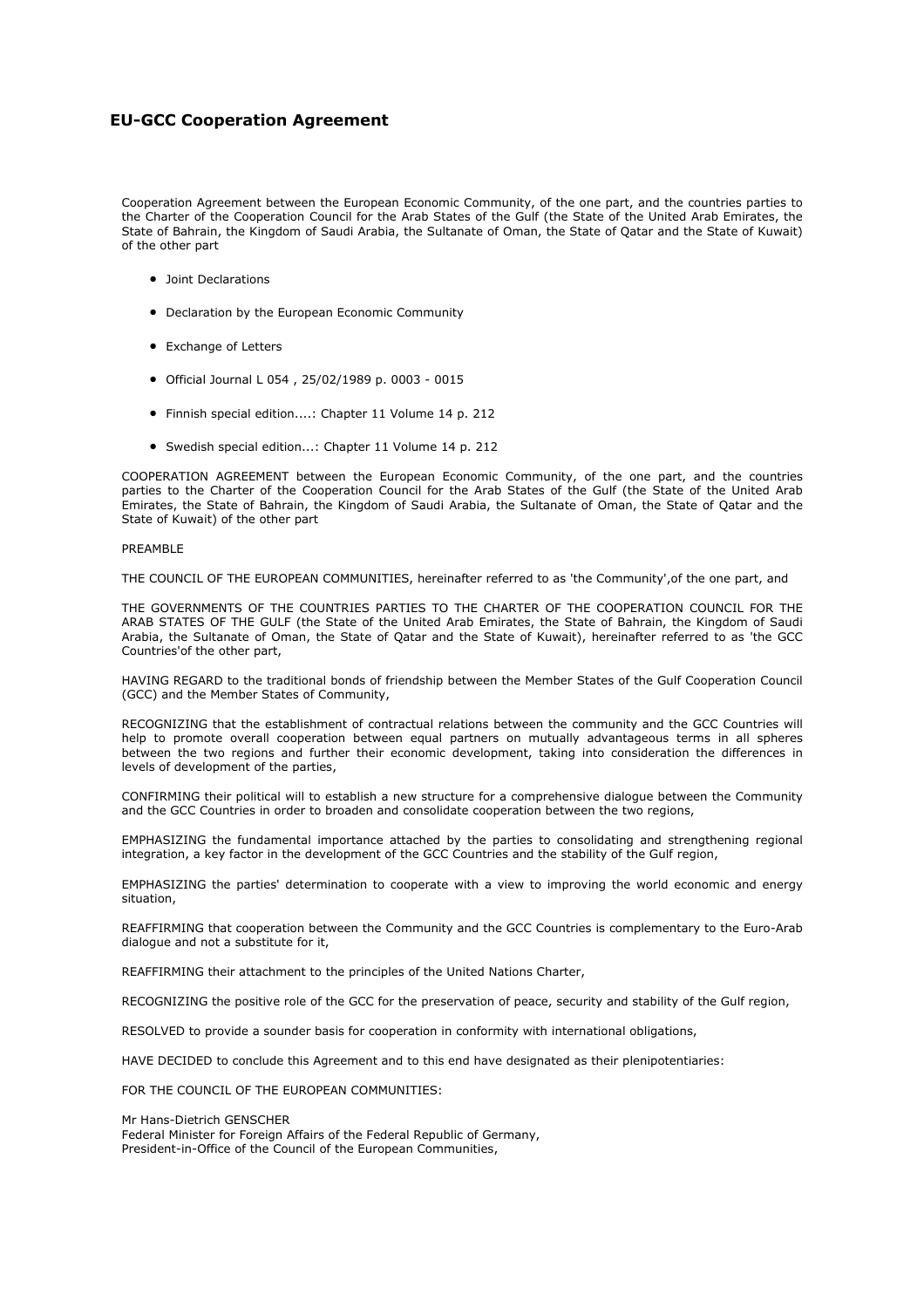# EU-GCC Cooperation Agreement

Cooperation Agreement between the European Economic Community, of the one part, and the countries parties to the Charter of the Cooperation Council for the Arab States of the Gulf (the State of the United Arab Emirates, the State of Bahrain, the Kingdom of Saudi Arabia, the Sultanate of Oman, the State of Qatar and the State of Kuwait) of the other part

- Joint Declarations
- Declaration by the European Economic Community
- Exchange of Letters
- Official Journal L 054 , 25/02/1989 p. 0003 - 0015
- Finnish special edition....: Chapter 11 Volume 14 p. 212
- Swedish special edition...: Chapter 11 Volume 14 p. 212

COOPERATION AGREEMENT between the European Economic Community, of the one part, and the countries parties to the Charter of the Cooperation Council for the Arab States of the Gulf (the State of the United Arab Emirates, the State of Bahrain, the Kingdom of Saudi Arabia, the Sultanate of Oman, the State of Qatar and the State of Kuwait) of the other part

PREAMBLE

THE COUNCIL OF THE EUROPEAN COMMUNITIES, hereinafter referred to as 'the Community',of the one part, and

THE GOVERNMENTS OF THE COUNTRIES PARTIES TO THE CHARTER OF THE COOPERATION COUNCIL FOR THE ARAB STATES OF THE GULF (the State of the United Arab Emirates, the State of Bahrain, the Kingdom of Saudi Arabia, the Sultanate of Oman, the State of Qatar and the State of Kuwait), hereinafter referred to as 'the GCC Countries'of the other part,

HAVING REGARD to the traditional bonds of friendship between the Member States of the Gulf Cooperation Council (GCC) and the Member States of Community,

RECOGNIZING that the establishment of contractual relations between the community and the GCC Countries will help to promote overall cooperation between equal partners on mutually advantageous terms in all spheres between the two regions and further their economic development, taking into consideration the differences in levels of development of the parties,

CONFIRMING their political will to establish a new structure for a comprehensive dialogue between the Community and the GCC Countries in order to broaden and consolidate cooperation between the two regions,

EMPHASIZING the fundamental importance attached by the parties to consolidating and strengthening regional integration, a key factor in the development of the GCC Countries and the stability of the Gulf region,

EMPHASIZING the parties' determination to cooperate with a view to improving the world economic and energy situation,

REAFFIRMING that cooperation between the Community and the GCC Countries is complementary to the Euro-Arab dialogue and not a substitute for it,

REAFFIRMING their attachment to the principles of the United Nations Charter,

RECOGNIZING the positive role of the GCC for the preservation of peace, security and stability of the Gulf region,

RESOLVED to provide a sounder basis for cooperation in conformity with international obligations,

HAVE DECIDED to conclude this Agreement and to this end have designated as their plenipotentiaries:

FOR THE COUNCIL OF THE EUROPEAN COMMUNITIES:

Mr Hans-Dietrich GENSCHER  
Federal Minister for Foreign Affairs of the Federal Republic of Germany,  
President-in-Office of the Council of the European Communities,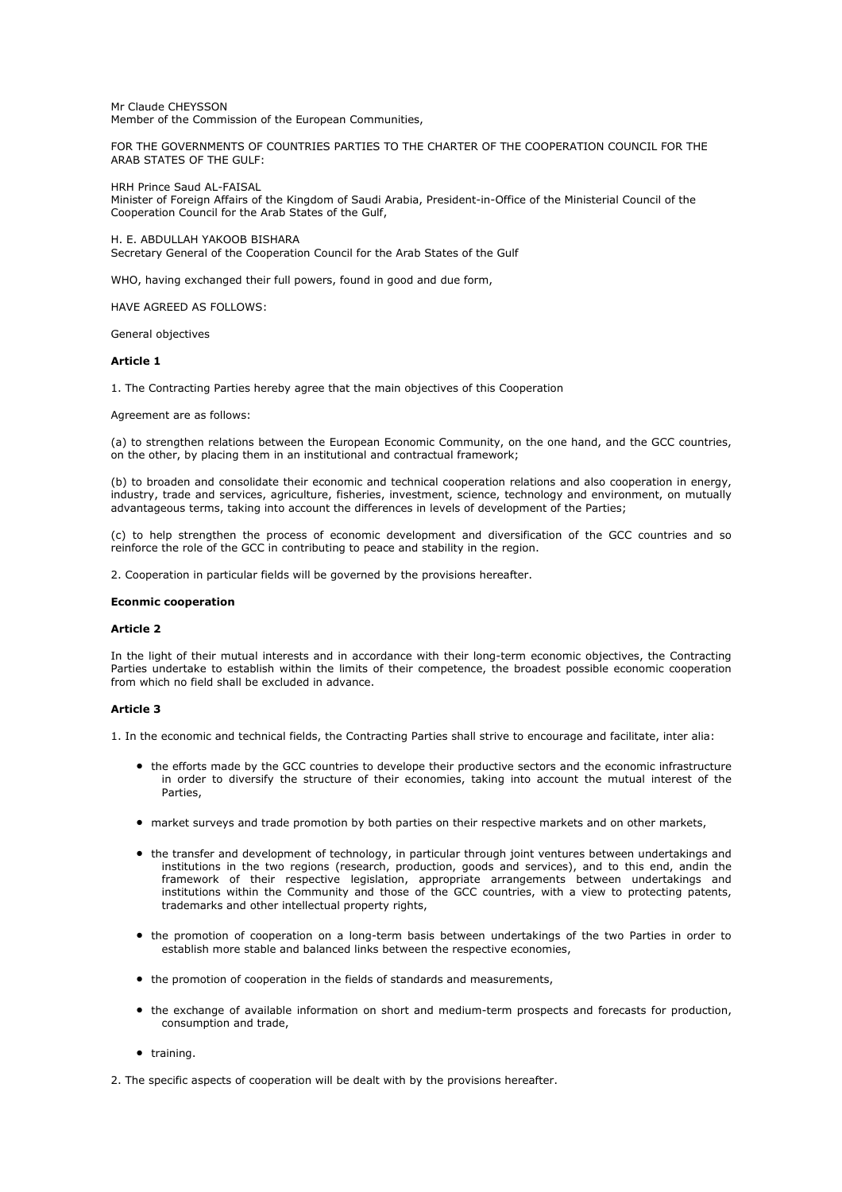Mr Claude CHEYSSON
Member of the Commission of the European Communities,

FOR THE GOVERNMENTS OF COUNTRIES PARTIES TO THE CHARTER OF THE COOPERATION COUNCIL FOR THE ARAB STATES OF THE GULF:

HRH Prince Saud AL-FAISAL
Minister of Foreign Affairs of the Kingdom of Saudi Arabia, President-in-Office of the Ministerial Council of the Cooperation Council for the Arab States of the Gulf,

H. E. ABDULLAH YAKOOB BISHARA
Secretary General of the Cooperation Council for the Arab States of the Gulf

WHO, having exchanged their full powers, found in good and due form,

HAVE AGREED AS FOLLOWS:

General objectives

**Article 1**

1. The Contracting Parties hereby agree that the main objectives of this Cooperation

Agreement are as follows:

(a) to strengthen relations between the European Economic Community, on the one hand, and the GCC countries, on the other, by placing them in an institutional and contractual framework;

(b) to broaden and consolidate their economic and technical cooperation relations and also cooperation in energy, industry, trade and services, agriculture, fisheries, investment, science, technology and environment, on mutually advantageous terms, taking into account the differences in levels of development of the Parties;

(c) to help strengthen the process of economic development and diversification of the GCC countries and so reinforce the role of the GCC in contributing to peace and stability in the region.

2. Cooperation in particular fields will be governed by the provisions hereafter.

**Econmic cooperation**

**Article 2**

In the light of their mutual interests and in accordance with their long-term economic objectives, the Contracting Parties undertake to establish within the limits of their competence, the broadest possible economic cooperation from which no field shall be excluded in advance.

**Article 3**

1. In the economic and technical fields, the Contracting Parties shall strive to encourage and facilitate, inter alia:

- the efforts made by the GCC countries to develope their productive sectors and the economic infrastructure in order to diversify the structure of their economies, taking into account the mutual interest of the Parties,
- market surveys and trade promotion by both parties on their respective markets and on other markets,
- the transfer and development of technology, in particular through joint ventures between undertakings and institutions in the two regions (research, production, goods and services), and to this end, andin the framework of their respective legislation, appropriate arrangements between undertakings and institutions within the Community and those of the GCC countries, with a view to protecting patents, trademarks and other intellectual property rights,
- the promotion of cooperation on a long-term basis between undertakings of the two Parties in order to establish more stable and balanced links between the respective economies,
- the promotion of cooperation in the fields of standards and measurements,
- the exchange of available information on short and medium-term prospects and forecasts for production, consumption and trade,
- training.

2. The specific aspects of cooperation will be dealt with by the provisions hereafter.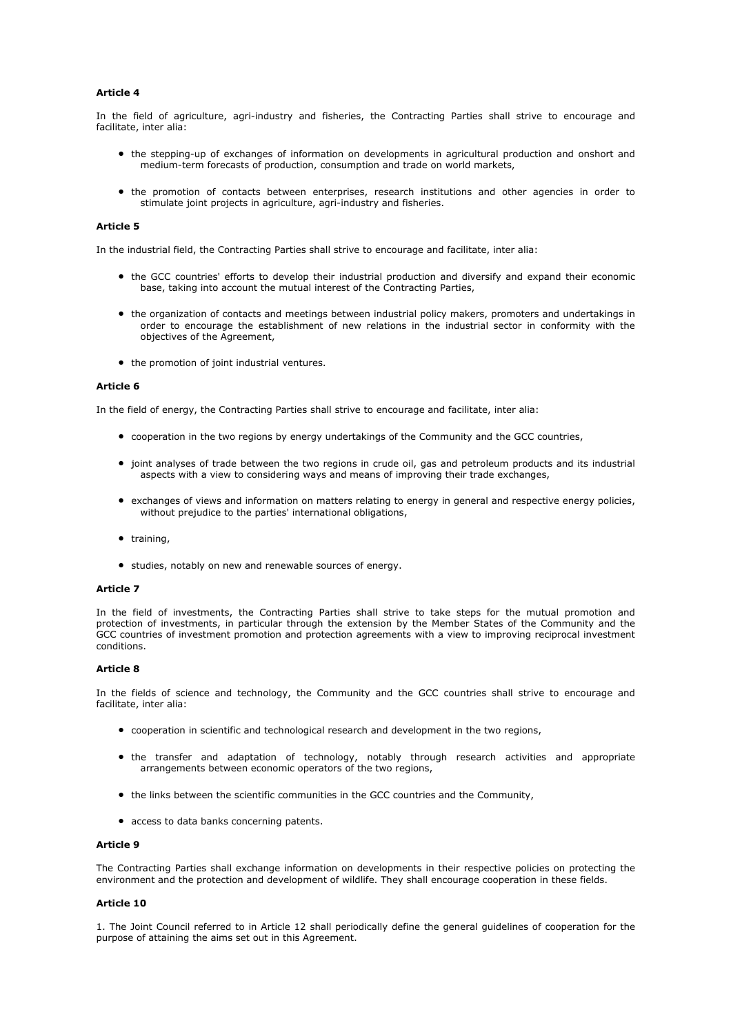**Article 4**

In the field of agriculture, agri-industry and fisheries, the Contracting Parties shall strive to encourage and facilitate, inter alia:

- the stepping-up of exchanges of information on developments in agricultural production and onshort and medium-term forecasts of production, consumption and trade on world markets,
- the promotion of contacts between enterprises, research institutions and other agencies in order to stimulate joint projects in agriculture, agri-industry and fisheries.

**Article 5**

In the industrial field, the Contracting Parties shall strive to encourage and facilitate, inter alia:

- the GCC countries' efforts to develop their industrial production and diversify and expand their economic base, taking into account the mutual interest of the Contracting Parties,
- the organization of contacts and meetings between industrial policy makers, promoters and undertakings in order to encourage the establishment of new relations in the industrial sector in conformity with the objectives of the Agreement,
- the promotion of joint industrial ventures.

**Article 6**

In the field of energy, the Contracting Parties shall strive to encourage and facilitate, inter alia:

- cooperation in the two regions by energy undertakings of the Community and the GCC countries,
- joint analyses of trade between the two regions in crude oil, gas and petroleum products and its industrial aspects with a view to considering ways and means of improving their trade exchanges,
- exchanges of views and information on matters relating to energy in general and respective energy policies, without prejudice to the parties' international obligations,
- training,
- studies, notably on new and renewable sources of energy.

**Article 7**

In the field of investments, the Contracting Parties shall strive to take steps for the mutual promotion and protection of investments, in particular through the extension by the Member States of the Community and the GCC countries of investment promotion and protection agreements with a view to improving reciprocal investment conditions.

**Article 8**

In the fields of science and technology, the Community and the GCC countries shall strive to encourage and facilitate, inter alia:

- cooperation in scientific and technological research and development in the two regions,
- the transfer and adaptation of technology, notably through research activities and appropriate arrangements between economic operators of the two regions,
- the links between the scientific communities in the GCC countries and the Community,
- access to data banks concerning patents.

**Article 9**

The Contracting Parties shall exchange information on developments in their respective policies on protecting the environment and the protection and development of wildlife. They shall encourage cooperation in these fields.

**Article 10**

1. The Joint Council referred to in Article 12 shall periodically define the general guidelines of cooperation for the purpose of attaining the aims set out in this Agreement.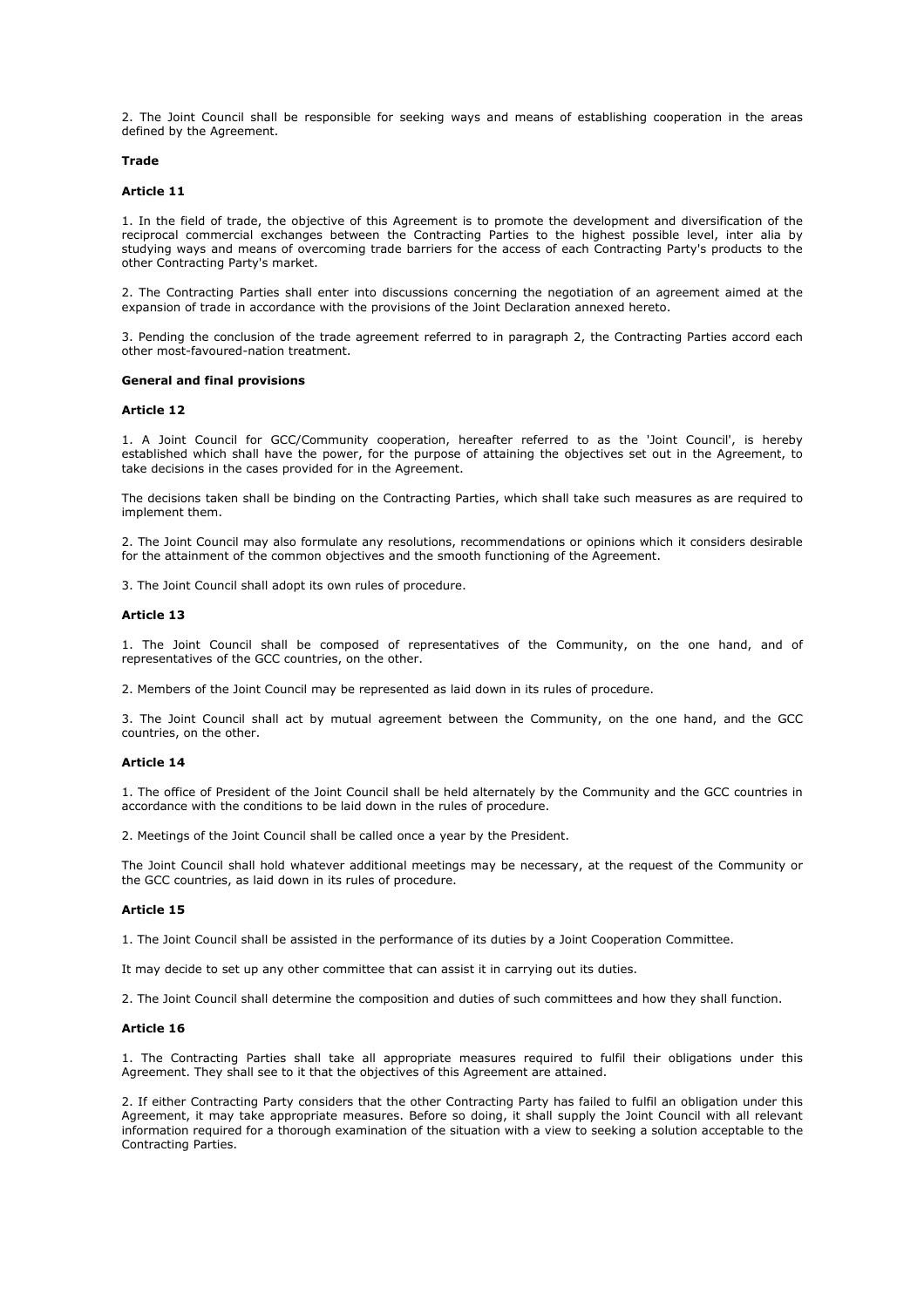2. The Joint Council shall be responsible for seeking ways and means of establishing cooperation in the areas defined by the Agreement.

**Trade**

**Article 11**

1. In the field of trade, the objective of this Agreement is to promote the development and diversification of the reciprocal commercial exchanges between the Contracting Parties to the highest possible level, inter alia by studying ways and means of overcoming trade barriers for the access of each Contracting Party's products to the other Contracting Party's market.

2. The Contracting Parties shall enter into discussions concerning the negotiation of an agreement aimed at the expansion of trade in accordance with the provisions of the Joint Declaration annexed hereto.

3. Pending the conclusion of the trade agreement referred to in paragraph 2, the Contracting Parties accord each other most-favoured-nation treatment.

**General and final provisions**

**Article 12**

1. A Joint Council for GCC/Community cooperation, hereafter referred to as the 'Joint Council', is hereby established which shall have the power, for the purpose of attaining the objectives set out in the Agreement, to take decisions in the cases provided for in the Agreement.

The decisions taken shall be binding on the Contracting Parties, which shall take such measures as are required to implement them.

2. The Joint Council may also formulate any resolutions, recommendations or opinions which it considers desirable for the attainment of the common objectives and the smooth functioning of the Agreement.

3. The Joint Council shall adopt its own rules of procedure.

**Article 13**

1. The Joint Council shall be composed of representatives of the Community, on the one hand, and of representatives of the GCC countries, on the other.

2. Members of the Joint Council may be represented as laid down in its rules of procedure.

3. The Joint Council shall act by mutual agreement between the Community, on the one hand, and the GCC countries, on the other.

**Article 14**

1. The office of President of the Joint Council shall be held alternately by the Community and the GCC countries in accordance with the conditions to be laid down in the rules of procedure.

2. Meetings of the Joint Council shall be called once a year by the President.

The Joint Council shall hold whatever additional meetings may be necessary, at the request of the Community or the GCC countries, as laid down in its rules of procedure.

**Article 15**

1. The Joint Council shall be assisted in the performance of its duties by a Joint Cooperation Committee.

It may decide to set up any other committee that can assist it in carrying out its duties.

2. The Joint Council shall determine the composition and duties of such committees and how they shall function.

**Article 16**

1. The Contracting Parties shall take all appropriate measures required to fulfil their obligations under this Agreement. They shall see to it that the objectives of this Agreement are attained.

2. If either Contracting Party considers that the other Contracting Party has failed to fulfil an obligation under this Agreement, it may take appropriate measures. Before so doing, it shall supply the Joint Council with all relevant information required for a thorough examination of the situation with a view to seeking a solution acceptable to the Contracting Parties.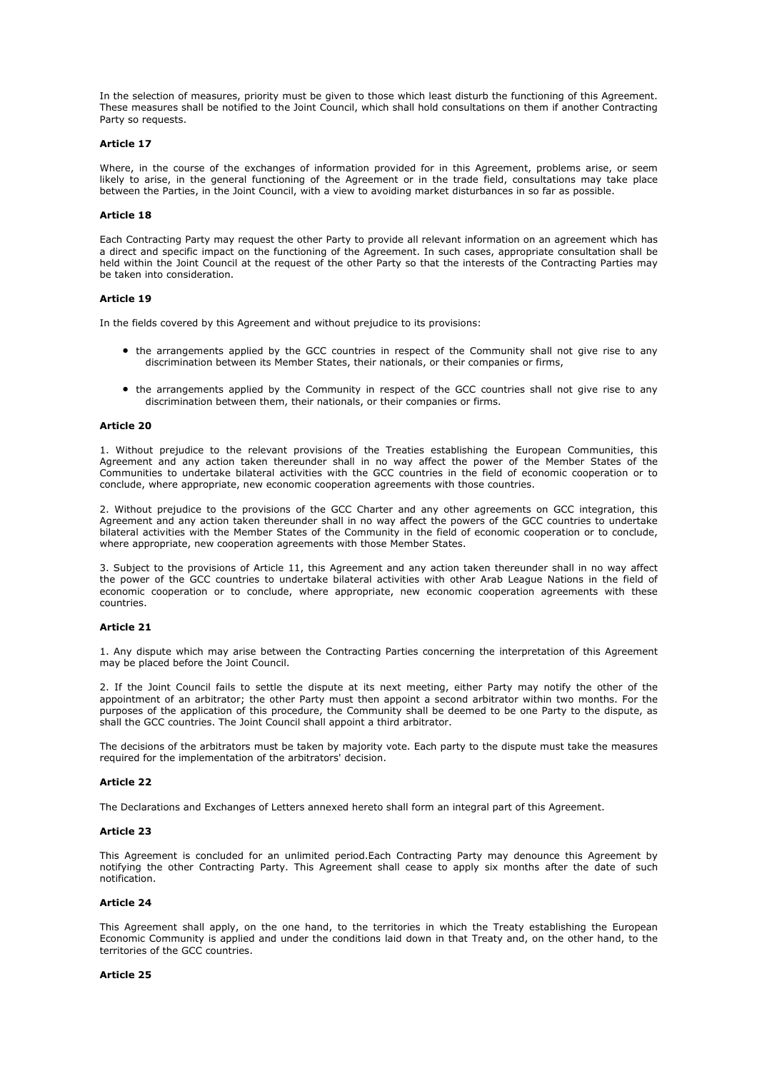In the selection of measures, priority must be given to those which least disturb the functioning of this Agreement. These measures shall be notified to the Joint Council, which shall hold consultations on them if another Contracting Party so requests.

**Article 17**

Where, in the course of the exchanges of information provided for in this Agreement, problems arise, or seem likely to arise, in the general functioning of the Agreement or in the trade field, consultations may take place between the Parties, in the Joint Council, with a view to avoiding market disturbances in so far as possible.

**Article 18**

Each Contracting Party may request the other Party to provide all relevant information on an agreement which has a direct and specific impact on the functioning of the Agreement. In such cases, appropriate consultation shall be held within the Joint Council at the request of the other Party so that the interests of the Contracting Parties may be taken into consideration.

**Article 19**

In the fields covered by this Agreement and without prejudice to its provisions:

- the arrangements applied by the GCC countries in respect of the Community shall not give rise to any discrimination between its Member States, their nationals, or their companies or firms,
- the arrangements applied by the Community in respect of the GCC countries shall not give rise to any discrimination between them, their nationals, or their companies or firms.

**Article 20**

1. Without prejudice to the relevant provisions of the Treaties establishing the European Communities, this Agreement and any action taken thereunder shall in no way affect the power of the Member States of the Communities to undertake bilateral activities with the GCC countries in the field of economic cooperation or to conclude, where appropriate, new economic cooperation agreements with those countries.

2. Without prejudice to the provisions of the GCC Charter and any other agreements on GCC integration, this Agreement and any action taken thereunder shall in no way affect the powers of the GCC countries to undertake bilateral activities with the Member States of the Community in the field of economic cooperation or to conclude, where appropriate, new cooperation agreements with those Member States.

3. Subject to the provisions of Article 11, this Agreement and any action taken thereunder shall in no way affect the power of the GCC countries to undertake bilateral activities with other Arab League Nations in the field of economic cooperation or to conclude, where appropriate, new economic cooperation agreements with these countries.

**Article 21**

1. Any dispute which may arise between the Contracting Parties concerning the interpretation of this Agreement may be placed before the Joint Council.

2. If the Joint Council fails to settle the dispute at its next meeting, either Party may notify the other of the appointment of an arbitrator; the other Party must then appoint a second arbitrator within two months. For the purposes of the application of this procedure, the Community shall be deemed to be one Party to the dispute, as shall the GCC countries. The Joint Council shall appoint a third arbitrator.

The decisions of the arbitrators must be taken by majority vote. Each party to the dispute must take the measures required for the implementation of the arbitrators' decision.

**Article 22**

The Declarations and Exchanges of Letters annexed hereto shall form an integral part of this Agreement.

**Article 23**

This Agreement is concluded for an unlimited period.Each Contracting Party may denounce this Agreement by notifying the other Contracting Party. This Agreement shall cease to apply six months after the date of such notification.

**Article 24**

This Agreement shall apply, on the one hand, to the territories in which the Treaty establishing the European Economic Community is applied and under the conditions laid down in that Treaty and, on the other hand, to the territories of the GCC countries.

**Article 25**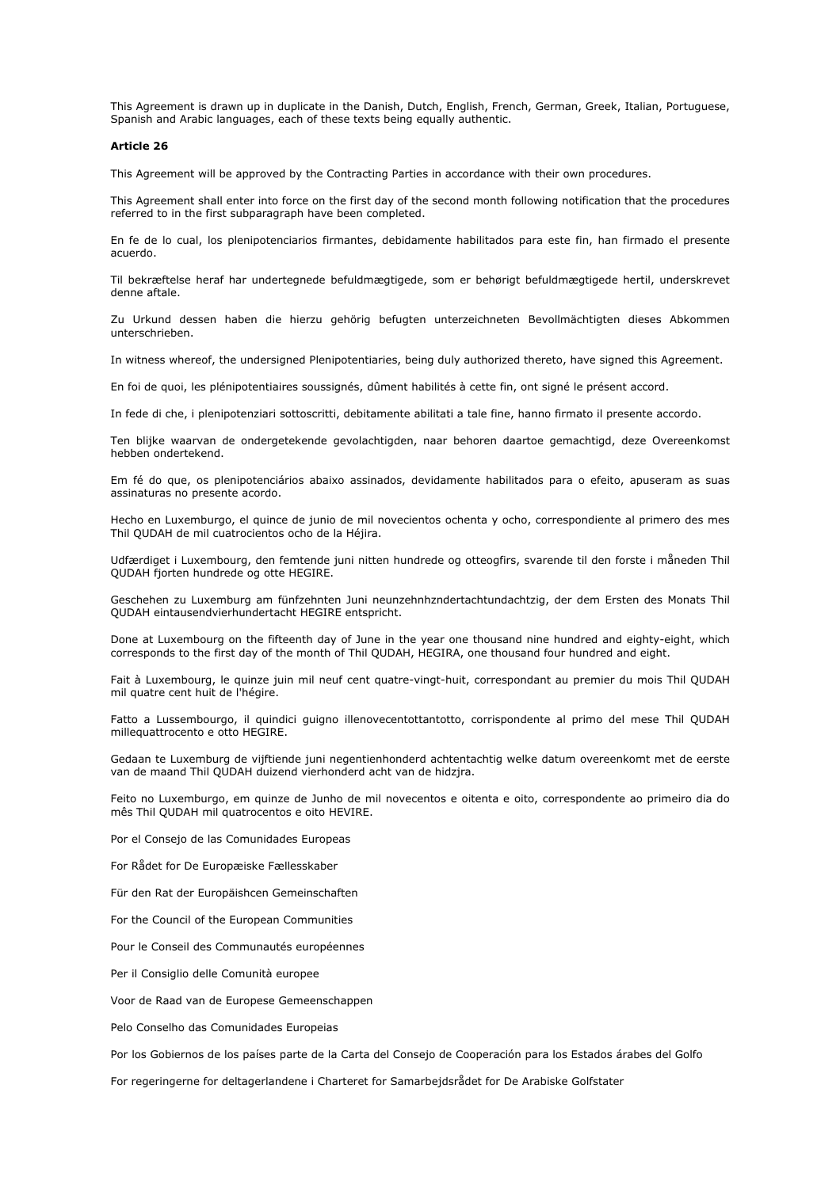This Agreement is drawn up in duplicate in the Danish, Dutch, English, French, German, Greek, Italian, Portuguese, Spanish and Arabic languages, each of these texts being equally authentic.

**Article 26**

This Agreement will be approved by the Contracting Parties in accordance with their own procedures.

This Agreement shall enter into force on the first day of the second month following notification that the procedures referred to in the first subparagraph have been completed.

En fe de lo cual, los plenipotenciarios firmantes, debidamente habilitados para este fin, han firmado el presente acuerdo.

Til bekræftelse heraf har undertegnede befuldmægtigede, som er behørigt befuldmægtigede hertil, underskrevet denne aftale.

Zu Urkund dessen haben die hierzu gehörig befugten unterzeichneten Bevollmächtigten dieses Abkommen unterschrieben.

In witness whereof, the undersigned Plenipotentiaries, being duly authorized thereto, have signed this Agreement.

En foi de quoi, les plénipotentiaires soussignés, dûment habilités à cette fin, ont signé le présent accord.

In fede di che, i plenipotenziari sottoscritti, debitamente abilitati a tale fine, hanno firmato il presente accordo.

Ten blijke waarvan de ondergetekende gevolachtigden, naar behoren daartoe gemachtigd, deze Overeenkomst hebben ondertekend.

Em fé do que, os plenipotenciários abaixo assinados, devidamente habilitados para o efeito, apuseram as suas assinaturas no presente acordo.

Hecho en Luxemburgo, el quince de junio de mil novecientos ochenta y ocho, correspondiente al primero des mes Thil QUDAH de mil cuatrocientos ocho de la Héjira.

Udfærdiget i Luxembourg, den femtende juni nitten hundrede og otteogfirs, svarende til den forste i måneden Thil QUDAH fjorten hundrede og otte HEGIRE.

Geschehen zu Luxemburg am fünfzehnten Juni neunzehnhzndertachtundachtzig, der dem Ersten des Monats Thil QUDAH eintausendvierhundertacht HEGIRE entspricht.

Done at Luxembourg on the fifteenth day of June in the year one thousand nine hundred and eighty-eight, which corresponds to the first day of the month of Thil QUDAH, HEGIRA, one thousand four hundred and eight.

Fait à Luxembourg, le quinze juin mil neuf cent quatre-vingt-huit, correspondant au premier du mois Thil QUDAH mil quatre cent huit de l'hégire.

Fatto a Lussembourgo, il quindici guigno illenovecentottantotto, corrispondente al primo del mese Thil QUDAH millequattrocento e otto HEGIRE.

Gedaan te Luxemburg de vijftiende juni negentienhonderd achtentachtig welke datum overeenkomt met de eerste van de maand Thil QUDAH duizend vierhonderd acht van de hidzjra.

Feito no Luxemburgo, em quinze de Junho de mil novecentos e oitenta e oito, correspondente ao primeiro dia do mês Thil QUDAH mil quatrocentos e oito HEVIRE.

Por el Consejo de las Comunidades Europeas

For Rådet for De Europæiske Fællesskaber

Für den Rat der Europäishcen Gemeinschaften

For the Council of the European Communities

Pour le Conseil des Communautés européennes

Per il Consiglio delle Comunità europee

Voor de Raad van de Europese Gemeenschappen

Pelo Conselho das Comunidades Europeias

Por los Gobiernos de los países parte de la Carta del Consejo de Cooperación para los Estados árabes del Golfo

For regeringerne for deltagerlandene i Charteret for Samarbejdsrådet for De Arabiske Golfstater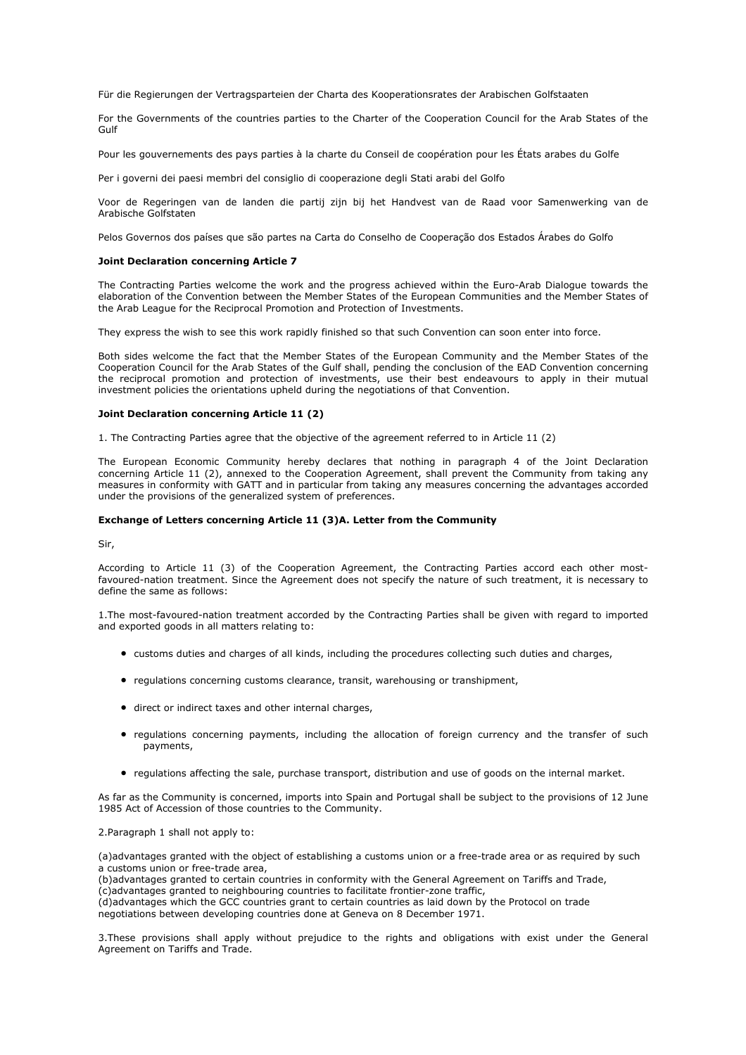Für die Regierungen der Vertragsparteien der Charta des Kooperationsrates der Arabischen Golfstaaten

For the Governments of the countries parties to the Charter of the Cooperation Council for the Arab States of the Gulf

Pour les gouvernements des pays parties à la charte du Conseil de coopération pour les États arabes du Golfe

Per i governi dei paesi membri del consiglio di cooperazione degli Stati arabi del Golfo

Voor de Regeringen van de landen die partij zijn bij het Handvest van de Raad voor Samenwerking van de Arabische Golfstaten

Pelos Governos dos países que são partes na Carta do Conselho de Cooperação dos Estados Árabes do Golfo

**Joint Declaration concerning Article 7**

The Contracting Parties welcome the work and the progress achieved within the Euro-Arab Dialogue towards the elaboration of the Convention between the Member States of the European Communities and the Member States of the Arab League for the Reciprocal Promotion and Protection of Investments.

They express the wish to see this work rapidly finished so that such Convention can soon enter into force.

Both sides welcome the fact that the Member States of the European Community and the Member States of the Cooperation Council for the Arab States of the Gulf shall, pending the conclusion of the EAD Convention concerning the reciprocal promotion and protection of investments, use their best endeavours to apply in their mutual investment policies the orientations upheld during the negotiations of that Convention.

**Joint Declaration concerning Article 11 (2)**

1. The Contracting Parties agree that the objective of the agreement referred to in Article 11 (2)

The European Economic Community hereby declares that nothing in paragraph 4 of the Joint Declaration concerning Article 11 (2), annexed to the Cooperation Agreement, shall prevent the Community from taking any measures in conformity with GATT and in particular from taking any measures concerning the advantages accorded under the provisions of the generalized system of preferences.

**Exchange of Letters concerning Article 11 (3)A. Letter from the Community**

Sir,

According to Article 11 (3) of the Cooperation Agreement, the Contracting Parties accord each other most-favoured-nation treatment. Since the Agreement does not specify the nature of such treatment, it is necessary to define the same as follows:

1.The most-favoured-nation treatment accorded by the Contracting Parties shall be given with regard to imported and exported goods in all matters relating to:

- customs duties and charges of all kinds, including the procedures collecting such duties and charges,
- regulations concerning customs clearance, transit, warehousing or transhipment,
- direct or indirect taxes and other internal charges,
- regulations concerning payments, including the allocation of foreign currency and the transfer of such payments,
- regulations affecting the sale, purchase transport, distribution and use of goods on the internal market.

As far as the Community is concerned, imports into Spain and Portugal shall be subject to the provisions of 12 June 1985 Act of Accession of those countries to the Community.

2.Paragraph 1 shall not apply to:

(a)advantages granted with the object of establishing a customs union or a free-trade area or as required by such a customs union or free-trade area,
(b)advantages granted to certain countries in conformity with the General Agreement on Tariffs and Trade,
(c)advantages granted to neighbouring countries to facilitate frontier-zone traffic,
(d)advantages which the GCC countries grant to certain countries as laid down by the Protocol on trade negotiations between developing countries done at Geneva on 8 December 1971.

3.These provisions shall apply without prejudice to the rights and obligations with exist under the General Agreement on Tariffs and Trade.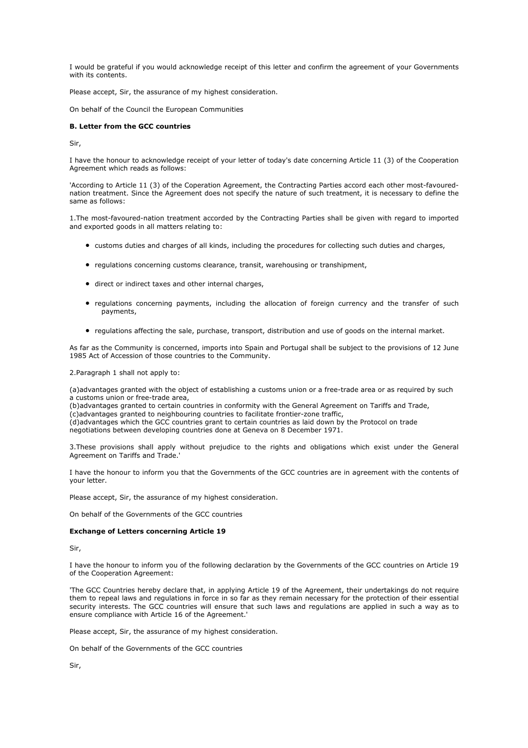I would be grateful if you would acknowledge receipt of this letter and confirm the agreement of your Governments with its contents.

Please accept, Sir, the assurance of my highest consideration.

On behalf of the Council the European Communities

**B. Letter from the GCC countries**

Sir,

I have the honour to acknowledge receipt of your letter of today's date concerning Article 11 (3) of the Cooperation Agreement which reads as follows:

'According to Article 11 (3) of the Coperation Agreement, the Contracting Parties accord each other most-favoured-nation treatment. Since the Agreement does not specify the nature of such treatment, it is necessary to define the same as follows:

1.The most-favoured-nation treatment accorded by the Contracting Parties shall be given with regard to imported and exported goods in all matters relating to:

- customs duties and charges of all kinds, including the procedures for collecting such duties and charges,
- regulations concerning customs clearance, transit, warehousing or transhipment,
- direct or indirect taxes and other internal charges,
- regulations concerning payments, including the allocation of foreign currency and the transfer of such payments,
- regulations affecting the sale, purchase, transport, distribution and use of goods on the internal market.

As far as the Community is concerned, imports into Spain and Portugal shall be subject to the provisions of 12 June 1985 Act of Accession of those countries to the Community.

2.Paragraph 1 shall not apply to:

(a)advantages granted with the object of establishing a customs union or a free-trade area or as required by such a customs union or free-trade area,
(b)advantages granted to certain countries in conformity with the General Agreement on Tariffs and Trade,
(c)advantages granted to neighbouring countries to facilitate frontier-zone traffic,
(d)advantages which the GCC countries grant to certain countries as laid down by the Protocol on trade negotiations between developing countries done at Geneva on 8 December 1971.

3.These provisions shall apply without prejudice to the rights and obligations which exist under the General Agreement on Tariffs and Trade.'

I have the honour to inform you that the Governments of the GCC countries are in agreement with the contents of your letter.

Please accept, Sir, the assurance of my highest consideration.

On behalf of the Governments of the GCC countries

**Exchange of Letters concerning Article 19**

Sir,

I have the honour to inform you of the following declaration by the Governments of the GCC countries on Article 19 of the Cooperation Agreement:

'The GCC Countries hereby declare that, in applying Article 19 of the Agreement, their undertakings do not require them to repeal laws and regulations in force in so far as they remain necessary for the protection of their essential security interests. The GCC countries will ensure that such laws and regulations are applied in such a way as to ensure compliance with Article 16 of the Agreement.'

Please accept, Sir, the assurance of my highest consideration.

On behalf of the Governments of the GCC countries

Sir,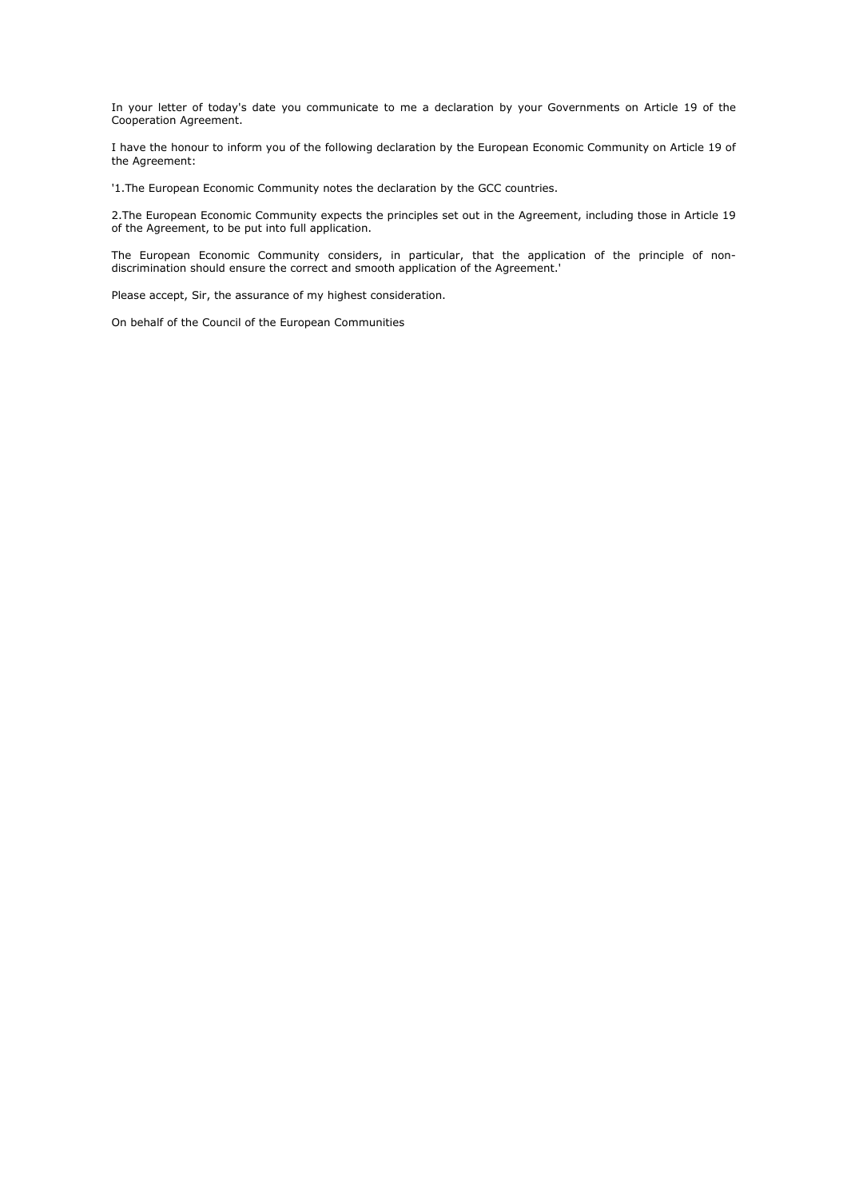In your letter of today's date you communicate to me a declaration by your Governments on Article 19 of the Cooperation Agreement.

I have the honour to inform you of the following declaration by the European Economic Community on Article 19 of the Agreement:

'1.The European Economic Community notes the declaration by the GCC countries.

2.The European Economic Community expects the principles set out in the Agreement, including those in Article 19 of the Agreement, to be put into full application.

The European Economic Community considers, in particular, that the application of the principle of non-discrimination should ensure the correct and smooth application of the Agreement.'

Please accept, Sir, the assurance of my highest consideration.

On behalf of the Council of the European Communities